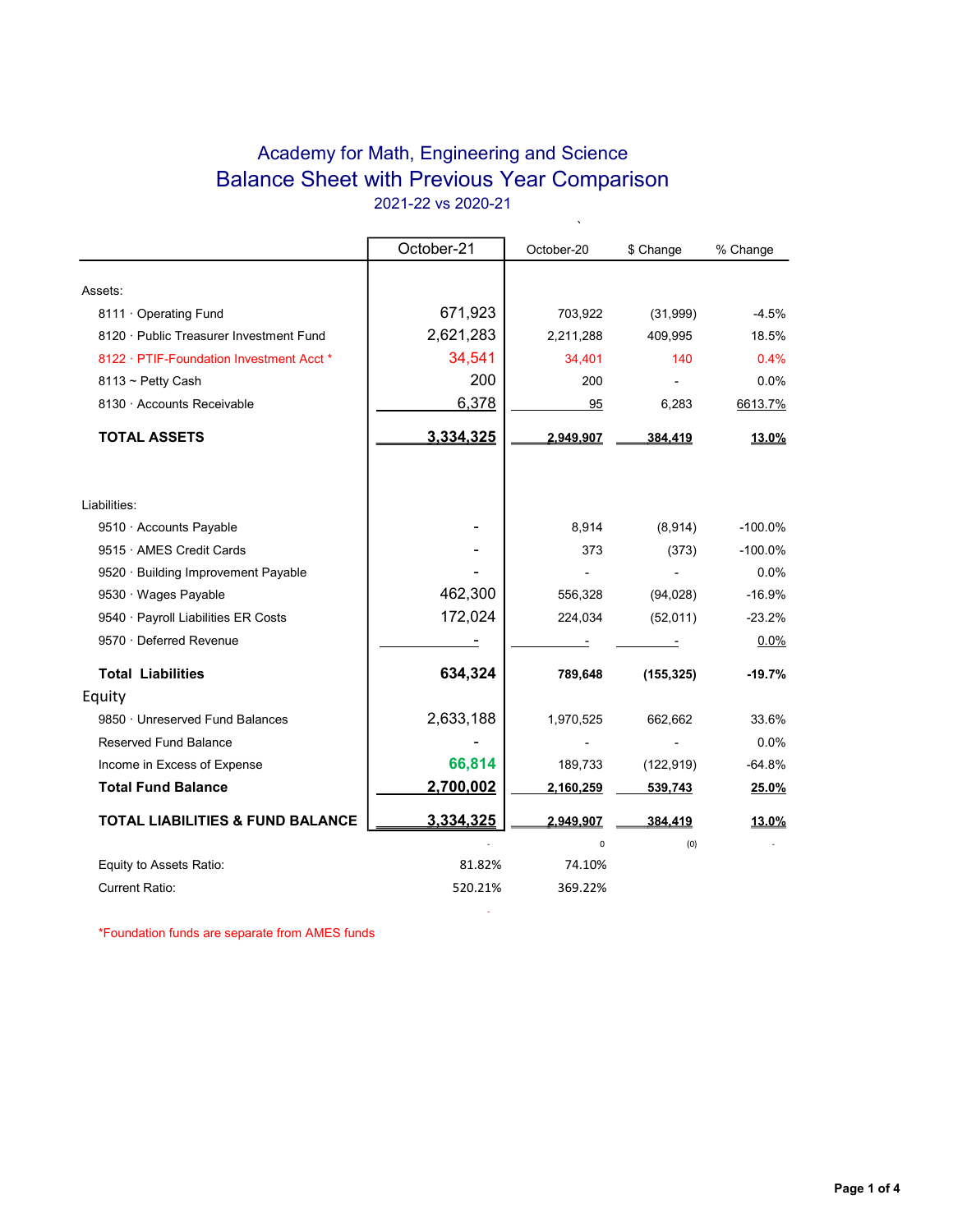# Academy for Math, Engineering and Science

## Balance Sheet with Previous Year Comparison

2021-22 vs 2020-21

| | October-21 | October-20 | $ Change | % Change |
|---|---|---|---|---|
| Assets: | | | | |
| 8111 · Operating Fund | 671,923 | 703,922 | (31,999) | -4.5% |
| 8120 · Public Treasurer Investment Fund | 2,621,283 | 2,211,288 | 409,995 | 18.5% |
| 8122 · PTIF-Foundation Investment Acct * | 34,541 | 34,401 | 140 | 0.4% |
| 8113 ~ Petty Cash | 200 | 200 | - | 0.0% |
| 8130 · Accounts Receivable | 6,378 | 95 | 6,283 | 6613.7% |
| **TOTAL ASSETS** | **3,334,325** | **2,949,907** | **384,419** | **13.0%** |
| Liabilities: | | | | |
| 9510 · Accounts Payable | - | 8,914 | (8,914) | -100.0% |
| 9515 · AMES Credit Cards | - | 373 | (373) | -100.0% |
| 9520 · Building Improvement Payable | - | - | - | 0.0% |
| 9530 · Wages Payable | 462,300 | 556,328 | (94,028) | -16.9% |
| 9540 · Payroll Liabilities ER Costs | 172,024 | 224,034 | (52,011) | -23.2% |
| 9570 · Deferred Revenue | - | - | - | 0.0% |
| **Total Liabilities** | **634,324** | **789,648** | **(155,325)** | **-19.7%** |
| Equity | | | | |
| 9850 · Unreserved Fund Balances | 2,633,188 | 1,970,525 | 662,662 | 33.6% |
| Reserved Fund Balance | - | - | - | 0.0% |
| Income in Excess of Expense | **66,814** | 189,733 | (122,919) | -64.8% |
| **Total Fund Balance** | **2,700,002** | **2,160,259** | **539,743** | **25.0%** |
| **TOTAL LIABILITIES & FUND BALANCE** | **3,334,325** | **2,949,907** | **384,419** | **13.0%** |
| | - | 0 | (0) | - |
| Equity to Assets Ratio: | 81.82% | 74.10% | | |
| Current Ratio: | 520.21% | 369.22% | | |

*Foundation funds are separate from AMES funds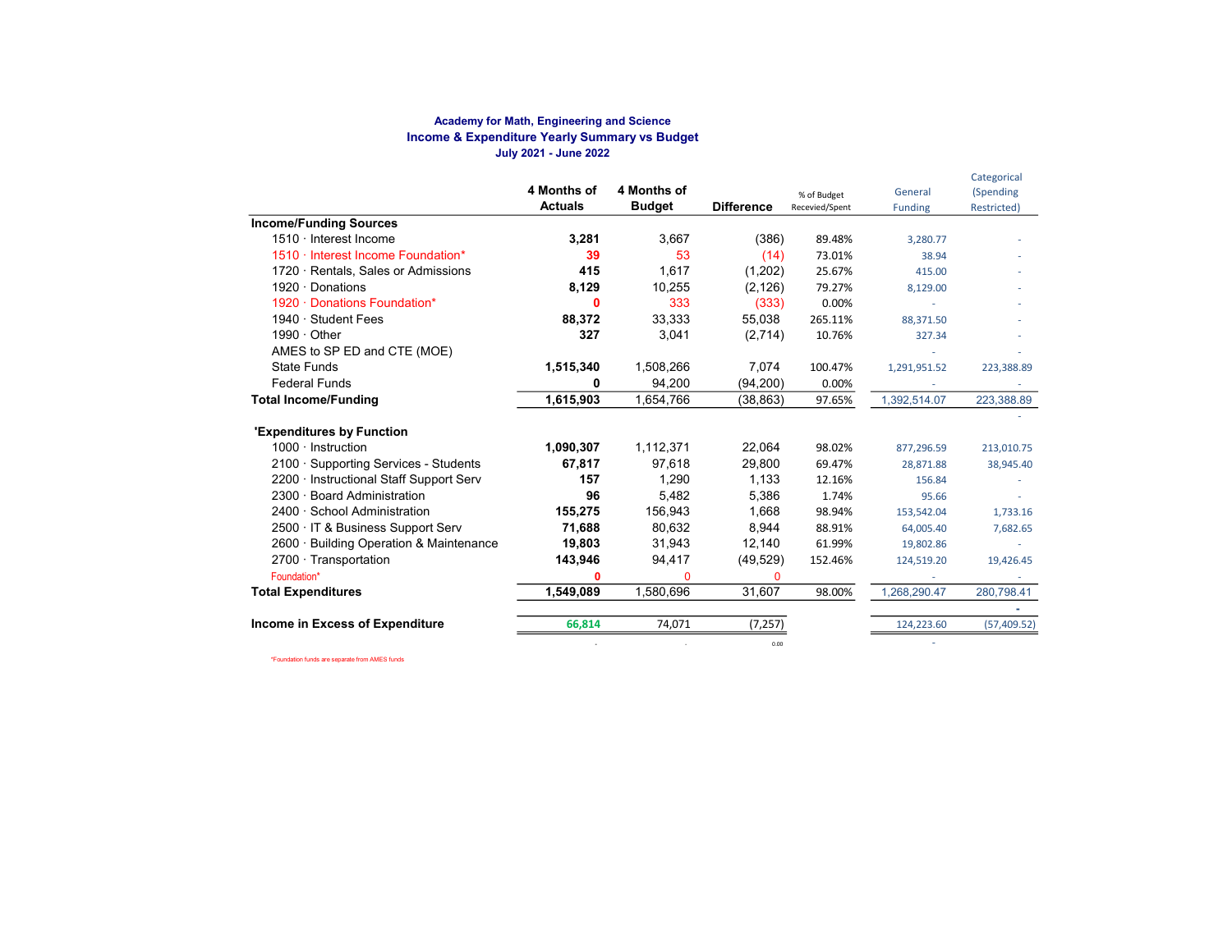**Academy for Math, Engineering and Science**

**Income & Expenditure Yearly Summary vs Budget**

**July 2021 - June 2022**

| | 4 Months of Actuals | 4 Months of Budget | Difference | % of Budget Recevied/Spent | General Funding | Categorical (Spending Restricted) |
|---|---|---|---|---|---|---|
| **Income/Funding Sources** | | | | | | |
| 1510 · Interest Income | **3,281** | 3,667 | (386) | 89.48% | 3,280.77 | - |
| 1510 · Interest Income Foundation* | **39** | 53 | (14) | 73.01% | 38.94 | - |
| 1720 · Rentals, Sales or Admissions | **415** | 1,617 | (1,202) | 25.67% | 415.00 | - |
| 1920 · Donations | **8,129** | 10,255 | (2,126) | 79.27% | 8,129.00 | - |
| 1920 · Donations Foundation* | **0** | 333 | (333) | 0.00% | - | - |
| 1940 · Student Fees | **88,372** | 33,333 | 55,038 | 265.11% | 88,371.50 | - |
| 1990 · Other | **327** | 3,041 | (2,714) | 10.76% | 327.34 | - |
| AMES to SP ED and CTE (MOE) | | | | | - | - |
| State Funds | **1,515,340** | 1,508,266 | 7,074 | 100.47% | 1,291,951.52 | 223,388.89 |
| Federal Funds | **0** | 94,200 | (94,200) | 0.00% | - | - |
| **Total Income/Funding** | **1,615,903** | 1,654,766 | (38,863) | 97.65% | 1,392,514.07 | 223,388.89 |
| | | | | | | - |
| **'Expenditures by Function** | | | | | | |
| 1000 · Instruction | **1,090,307** | 1,112,371 | 22,064 | 98.02% | 877,296.59 | 213,010.75 |
| 2100 · Supporting Services - Students | **67,817** | 97,618 | 29,800 | 69.47% | 28,871.88 | 38,945.40 |
| 2200 · Instructional Staff Support Serv | **157** | 1,290 | 1,133 | 12.16% | 156.84 | - |
| 2300 · Board Administration | **96** | 5,482 | 5,386 | 1.74% | 95.66 | - |
| 2400 · School Administration | **155,275** | 156,943 | 1,668 | 98.94% | 153,542.04 | 1,733.16 |
| 2500 · IT & Business Support Serv | **71,688** | 80,632 | 8,944 | 88.91% | 64,005.40 | 7,682.65 |
| 2600 · Building Operation & Maintenance | **19,803** | 31,943 | 12,140 | 61.99% | 19,802.86 | - |
| 2700 · Transportation | **143,946** | 94,417 | (49,529) | 152.46% | 124,519.20 | 19,426.45 |
| Foundation* | **0** | 0 | 0 | | - | - |
| **Total Expenditures** | **1,549,089** | 1,580,696 | 31,607 | 98.00% | 1,268,290.47 | 280,798.41 |
| | | | | | | - |
| **Income in Excess of Expenditure** | **66,814** | 74,071 | (7,257) | | 124,223.60 | (57,409.52) |
| | - | - | 0.00 | | - | |

*Foundation funds are separate from AMES funds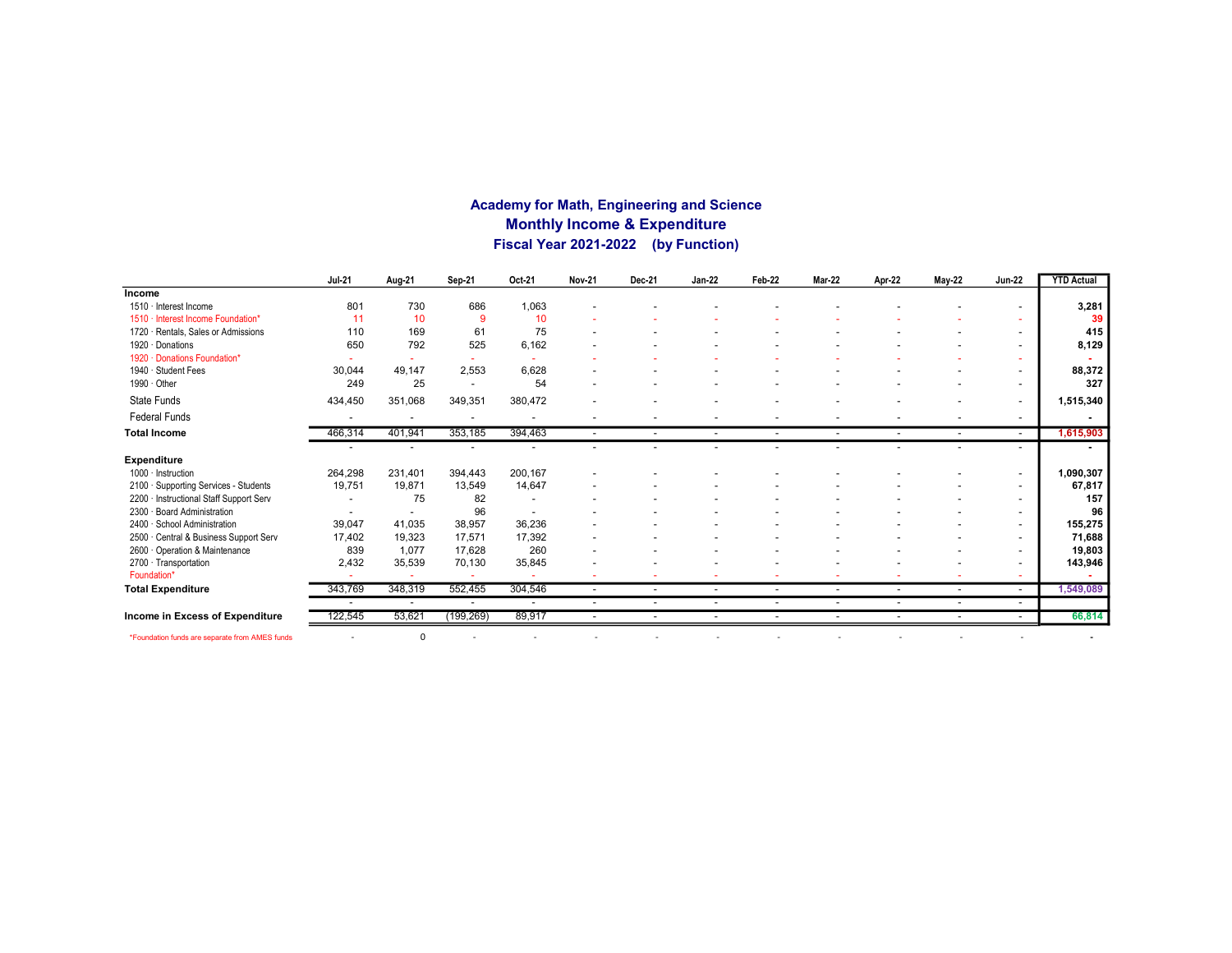# Academy for Math, Engineering and Science
## Monthly Income & Expenditure
### Fiscal Year 2021-2022 (by Function)

| | Jul-21 | Aug-21 | Sep-21 | Oct-21 | Nov-21 | Dec-21 | Jan-22 | Feb-22 | Mar-22 | Apr-22 | May-22 | Jun-22 | YTD Actual |
|---|---|---|---|---|---|---|---|---|---|---|---|---|---|
| **Income** | | | | | | | | | | | | | |
| 1510 · Interest Income | 801 | 730 | 686 | 1,063 | - | - | - | - | - | - | - | - | **3,281** |
| 1510 · Interest Income Foundation* | 11 | 10 | 9 | 10 | - | - | - | - | - | - | - | - | **39** |
| 1720 · Rentals, Sales or Admissions | 110 | 169 | 61 | 75 | - | - | - | - | - | - | - | - | **415** |
| 1920 · Donations | 650 | 792 | 525 | 6,162 | - | - | - | - | - | - | - | - | **8,129** |
| 1920 · Donations Foundation* | - | - | - | - | - | - | - | - | - | - | - | - | **-** |
| 1940 · Student Fees | 30,044 | 49,147 | 2,553 | 6,628 | - | - | - | - | - | - | - | - | **88,372** |
| 1990 · Other | 249 | 25 | - | 54 | - | - | - | - | - | - | - | - | **327** |
| State Funds | 434,450 | 351,068 | 349,351 | 380,472 | - | - | - | - | - | - | - | - | **1,515,340** |
| Federal Funds | - | - | - | - | - | - | - | - | - | - | - | - | **-** |
| **Total Income** | 466,314 | 401,941 | 353,185 | 394,463 | - | - | - | - | - | - | - | - | **1,615,903** |
| | - | - | - | - | - | - | - | - | - | - | - | - | **-** |
| **Expenditure** | | | | | | | | | | | | | |
| 1000 · Instruction | 264,298 | 231,401 | 394,443 | 200,167 | - | - | - | - | - | - | - | - | **1,090,307** |
| 2100 · Supporting Services - Students | 19,751 | 19,871 | 13,549 | 14,647 | - | - | - | - | - | - | - | - | **67,817** |
| 2200 · Instructional Staff Support Serv | - | 75 | 82 | - | - | - | - | - | - | - | - | - | **157** |
| 2300 · Board Administration | - | - | 96 | - | - | - | - | - | - | - | - | - | **96** |
| 2400 · School Administration | 39,047 | 41,035 | 38,957 | 36,236 | - | - | - | - | - | - | - | - | **155,275** |
| 2500 · Central & Business Support Serv | 17,402 | 19,323 | 17,571 | 17,392 | - | - | - | - | - | - | - | - | **71,688** |
| 2600 · Operation & Maintenance | 839 | 1,077 | 17,628 | 260 | - | - | - | - | - | - | - | - | **19,803** |
| 2700 · Transportation | 2,432 | 35,539 | 70,130 | 35,845 | - | - | - | - | - | - | - | - | **143,946** |
| Foundation* | - | - | - | - | - | - | - | - | - | - | - | - | **-** |
| **Total Expenditure** | 343,769 | 348,319 | 552,455 | 304,546 | - | - | - | - | - | - | - | - | **1,549,089** |
| | - | - | - | - | - | - | - | - | - | - | - | - | |
| **Income in Excess of Expenditure** | 122,545 | 53,621 | (199,269) | 89,917 | - | - | - | - | - | - | - | - | **66,814** |
| *Foundation funds are separate from AMES funds | - | 0 | - | - | - | - | - | - | - | - | - | - | - |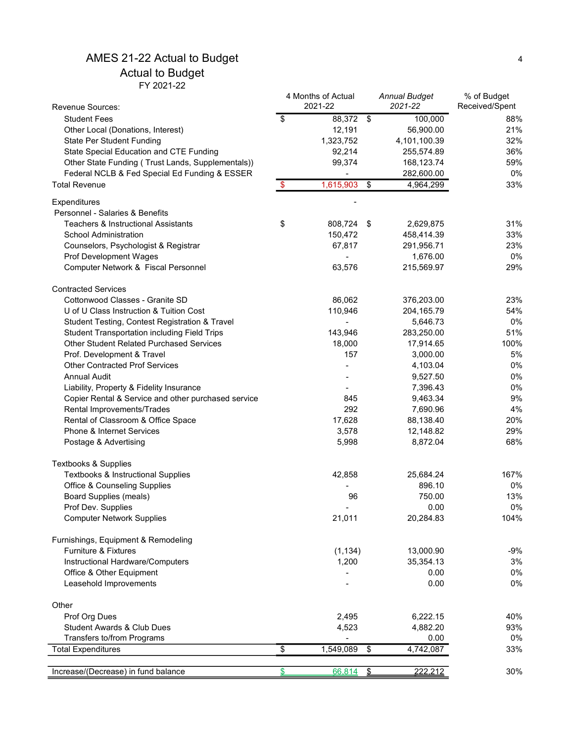# AMES 21-22 Actual to Budget

## Actual to Budget

FY 2021-22

| Revenue Sources: | 4 Months of Actual 2021-22 | *Annual Budget 2021-22* | % of Budget Received/Spent |
|---|---|---|---|
| Student Fees | $ 88,372 | $ 100,000 | 88% |
| Other Local (Donations, Interest) | 12,191 | 56,900.00 | 21% |
| State Per Student Funding | 1,323,752 | 4,101,100.39 | 32% |
| State Special Education and CTE Funding | 92,214 | 255,574.89 | 36% |
| Other State Funding ( Trust Lands, Supplementals)) | 99,374 | 168,123.74 | 59% |
| Federal NCLB & Fed Special Ed Funding & ESSER | - | 282,600.00 | 0% |
| Total Revenue | $ 1,615,903 | $ 4,964,299 | 33% |
| Expenditures | - | | |
| Personnel - Salaries & Benefits | | | |
| Teachers & Instructional Assistants | $ 808,724 | $ 2,629,875 | 31% |
| School Administration | 150,472 | 458,414.39 | 33% |
| Counselors, Psychologist & Registrar | 67,817 | 291,956.71 | 23% |
| Prof Development Wages | - | 1,676.00 | 0% |
| Computer Network & Fiscal Personnel | 63,576 | 215,569.97 | 29% |
| Contracted Services | | | |
| Cottonwood Classes - Granite SD | 86,062 | 376,203.00 | 23% |
| U of U Class Instruction & Tuition Cost | 110,946 | 204,165.79 | 54% |
| Student Testing, Contest Registration & Travel | - | 5,646.73 | 0% |
| Student Transportation including Field Trips | 143,946 | 283,250.00 | 51% |
| Other Student Related Purchased Services | 18,000 | 17,914.65 | 100% |
| Prof. Development & Travel | 157 | 3,000.00 | 5% |
| Other Contracted Prof Services | - | 4,103.04 | 0% |
| Annual Audit | - | 9,527.50 | 0% |
| Liability, Property & Fidelity Insurance | - | 7,396.43 | 0% |
| Copier Rental & Service and other purchased service | 845 | 9,463.34 | 9% |
| Rental Improvements/Trades | 292 | 7,690.96 | 4% |
| Rental of Classroom & Office Space | 17,628 | 88,138.40 | 20% |
| Phone & Internet Services | 3,578 | 12,148.82 | 29% |
| Postage & Advertising | 5,998 | 8,872.04 | 68% |
| Textbooks & Supplies | | | |
| Textbooks & Instructional Supplies | 42,858 | 25,684.24 | 167% |
| Office & Counseling Supplies | - | 896.10 | 0% |
| Board Supplies (meals) | 96 | 750.00 | 13% |
| Prof Dev. Supplies | - | 0.00 | 0% |
| Computer Network Supplies | 21,011 | 20,284.83 | 104% |
| Furnishings, Equipment & Remodeling | | | |
| Furniture & Fixtures | (1,134) | 13,000.90 | -9% |
| Instructional Hardware/Computers | 1,200 | 35,354.13 | 3% |
| Office & Other Equipment | - | 0.00 | 0% |
| Leasehold Improvements | - | 0.00 | 0% |
| Other | | | |
| Prof Org Dues | 2,495 | 6,222.15 | 40% |
| Student Awards & Club Dues | 4,523 | 4,882.20 | 93% |
| Transfers to/from Programs | - | 0.00 | 0% |
| Total Expenditures | $ 1,549,089 | $ 4,742,087 | 33% |
| Increase/(Decrease) in fund balance | $ 66,814 | $ 222,212 | 30% |